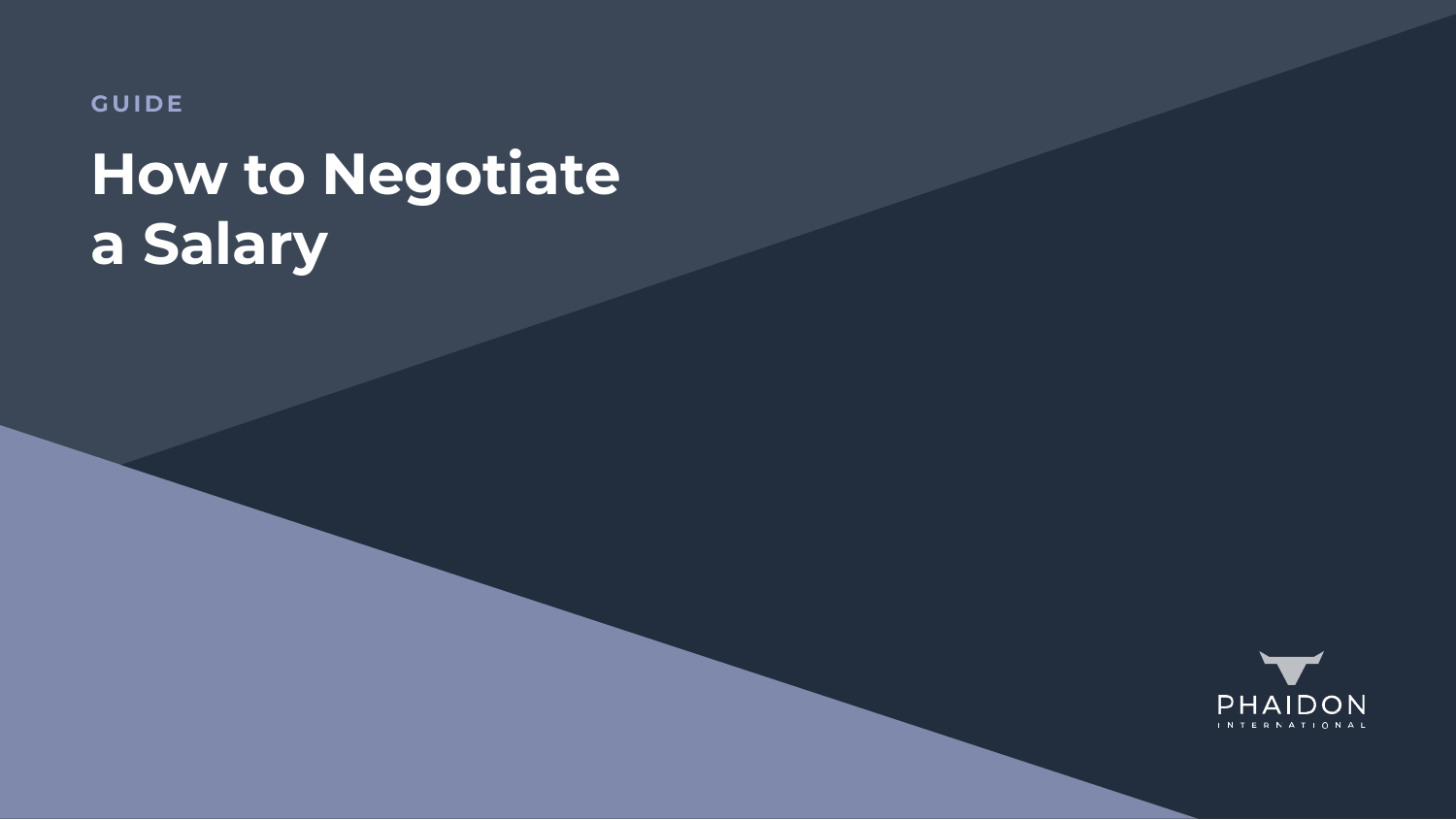GUIDE

# How to Negotiate a Salary

PHAIDON INTERNATIONAL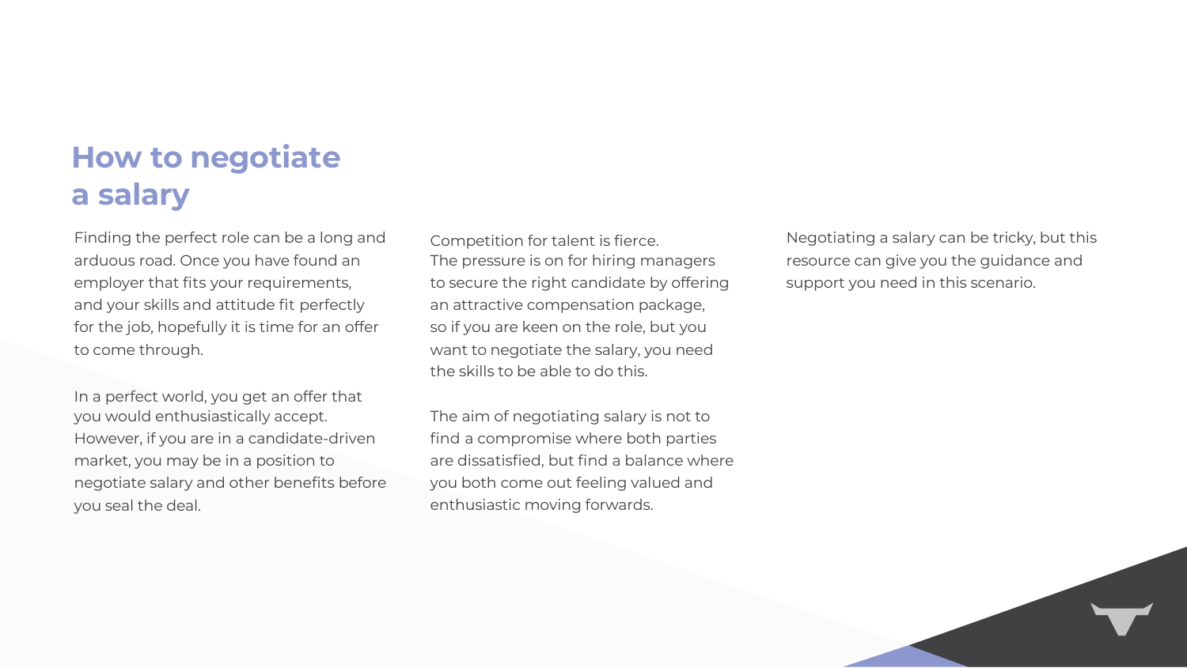# How to negotiate a salary

Finding the perfect role can be a long and arduous road. Once you have found an employer that fits your requirements, and your skills and attitude fit perfectly for the job, hopefully it is time for an offer to come through.

In a perfect world, you get an offer that you would enthusiastically accept. However, if you are in a candidate-driven market, you may be in a position to negotiate salary and other benefits before you seal the deal.

Competition for talent is fierce.
The pressure is on for hiring managers to secure the right candidate by offering an attractive compensation package, so if you are keen on the role, but you want to negotiate the salary, you need the skills to be able to do this.

The aim of negotiating salary is not to find a compromise where both parties are dissatisfied, but find a balance where you both come out feeling valued and enthusiastic moving forwards.

Negotiating a salary can be tricky, but this resource can give you the guidance and support you need in this scenario.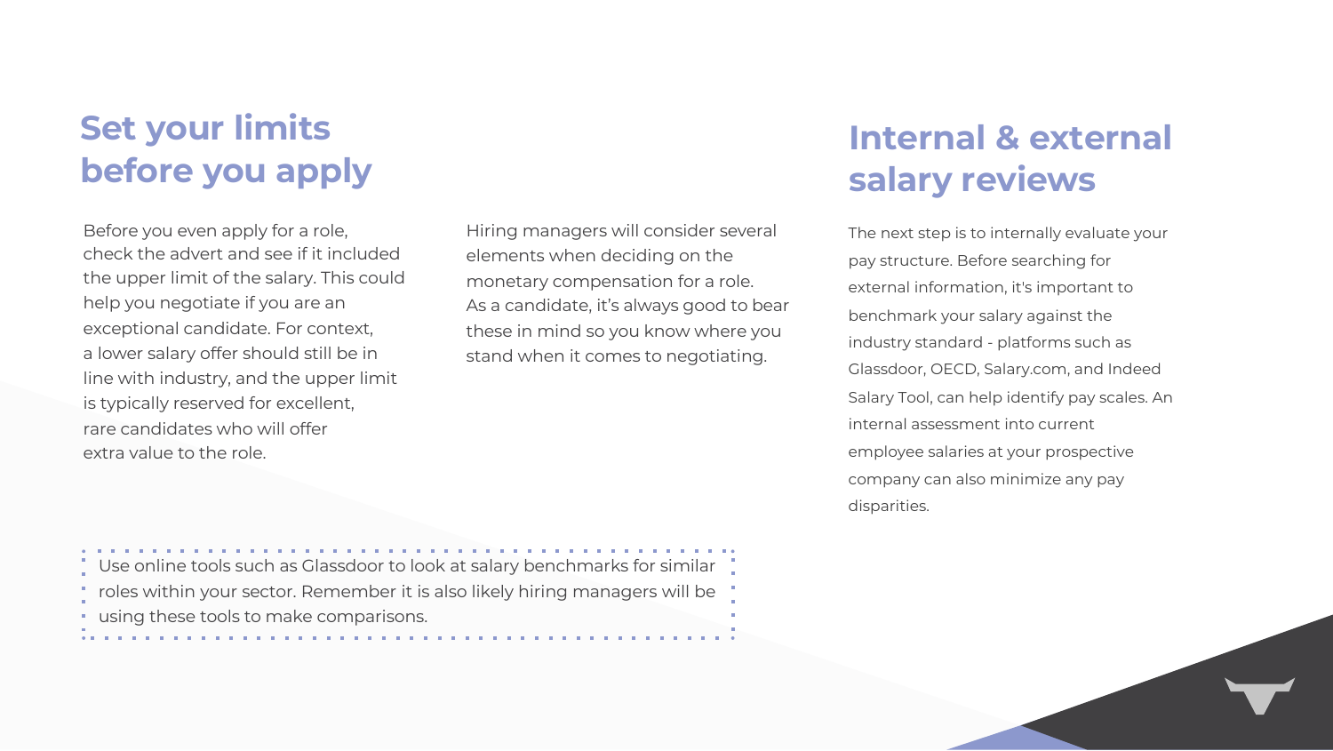## Set your limits before you apply

Before you even apply for a role, check the advert and see if it included the upper limit of the salary. This could help you negotiate if you are an exceptional candidate. For context, a lower salary offer should still be in line with industry, and the upper limit is typically reserved for excellent, rare candidates who will offer extra value to the role.

Hiring managers will consider several elements when deciding on the monetary compensation for a role. As a candidate, it's always good to bear these in mind so you know where you stand when it comes to negotiating.

> Use online tools such as Glassdoor to look at salary benchmarks for similar roles within your sector. Remember it is also likely hiring managers will be using these tools to make comparisons.

## Internal & external salary reviews

The next step is to internally evaluate your pay structure. Before searching for external information, it's important to benchmark your salary against the industry standard - platforms such as Glassdoor, OECD, Salary.com, and Indeed Salary Tool, can help identify pay scales. An internal assessment into current employee salaries at your prospective company can also minimize any pay disparities.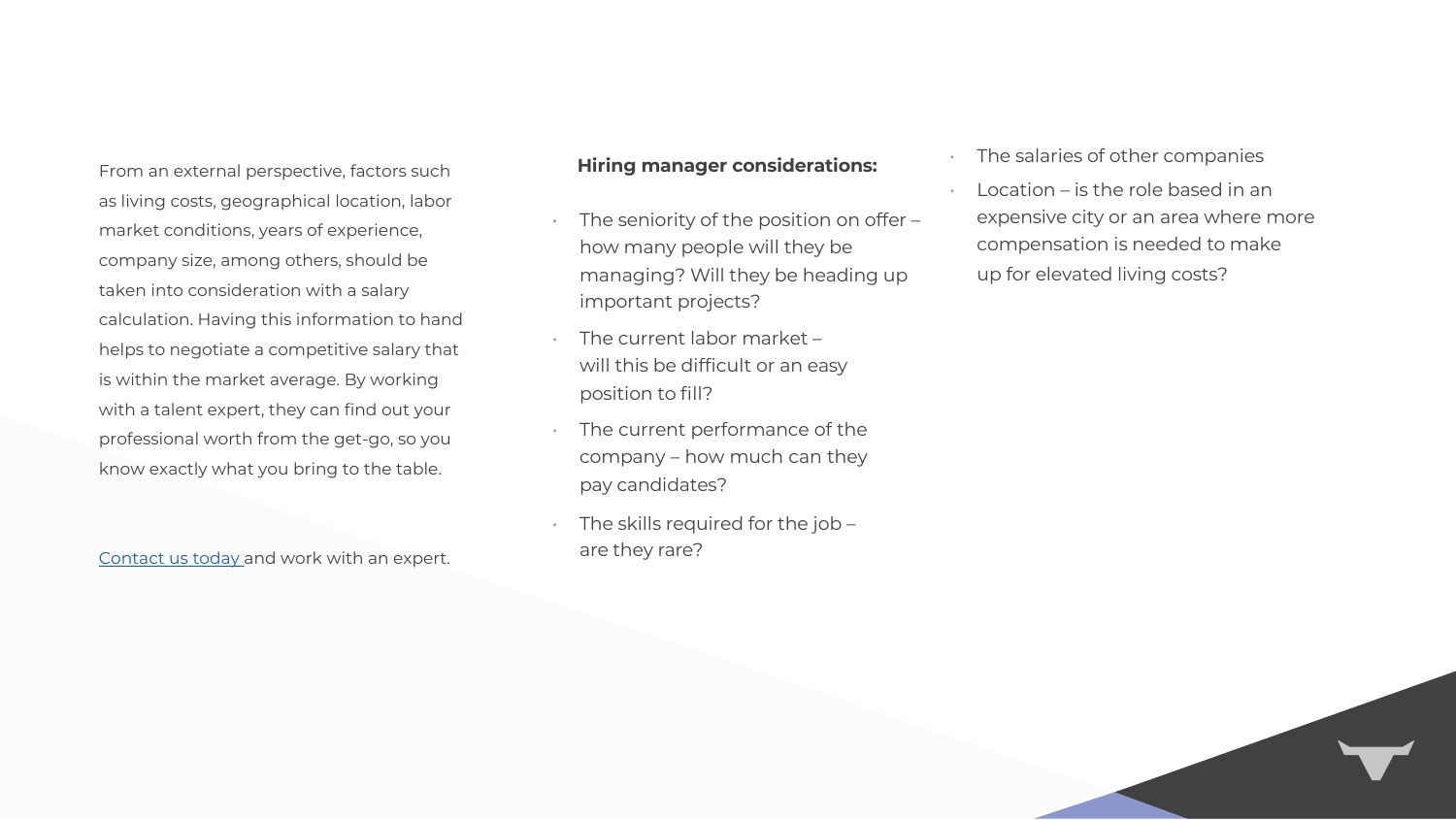From an external perspective, factors such as living costs, geographical location, labor market conditions, years of experience, company size, among others, should be taken into consideration with a salary calculation. Having this information to hand helps to negotiate a competitive salary that is within the market average. By working with a talent expert, they can find out your professional worth from the get-go, so you know exactly what you bring to the table.

Contact us today and work with an expert.

**Hiring manager considerations:**

- The seniority of the position on offer – how many people will they be managing? Will they be heading up important projects?
- The current labor market – will this be difficult or an easy position to fill?
- The current performance of the company – how much can they pay candidates?
- The skills required for the job – are they rare?
- The salaries of other companies
- Location – is the role based in an expensive city or an area where more compensation is needed to make up for elevated living costs?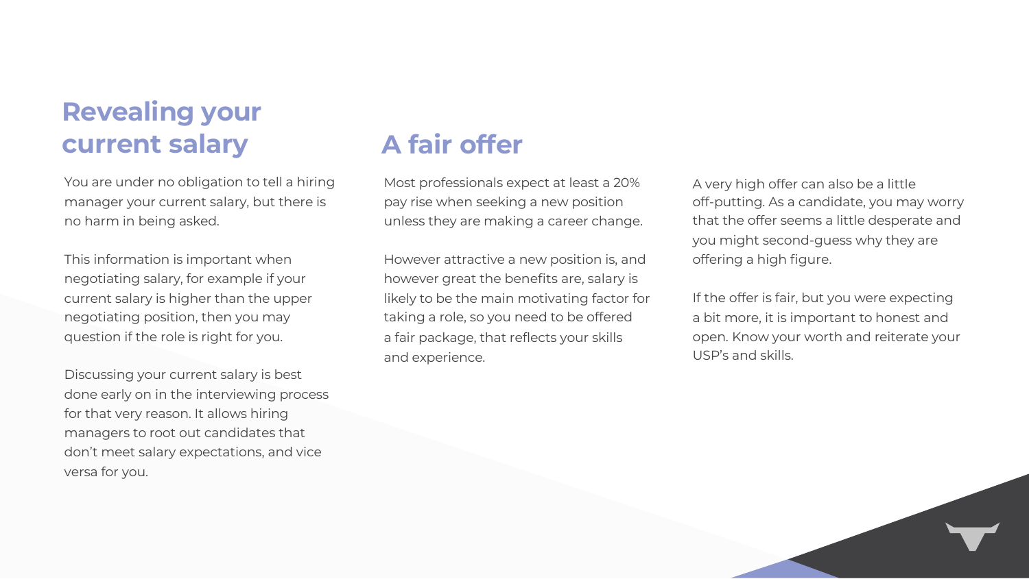## Revealing your current salary

You are under no obligation to tell a hiring manager your current salary, but there is no harm in being asked.

This information is important when negotiating salary, for example if your current salary is higher than the upper negotiating position, then you may question if the role is right for you.

Discussing your current salary is best done early on in the interviewing process for that very reason. It allows hiring managers to root out candidates that don't meet salary expectations, and vice versa for you.

## A fair offer

Most professionals expect at least a 20% pay rise when seeking a new position unless they are making a career change.

However attractive a new position is, and however great the benefits are, salary is likely to be the main motivating factor for taking a role, so you need to be offered a fair package, that reflects your skills and experience.

A very high offer can also be a little off-putting. As a candidate, you may worry that the offer seems a little desperate and you might second-guess why they are offering a high figure.

If the offer is fair, but you were expecting a bit more, it is important to honest and open. Know your worth and reiterate your USP's and skills.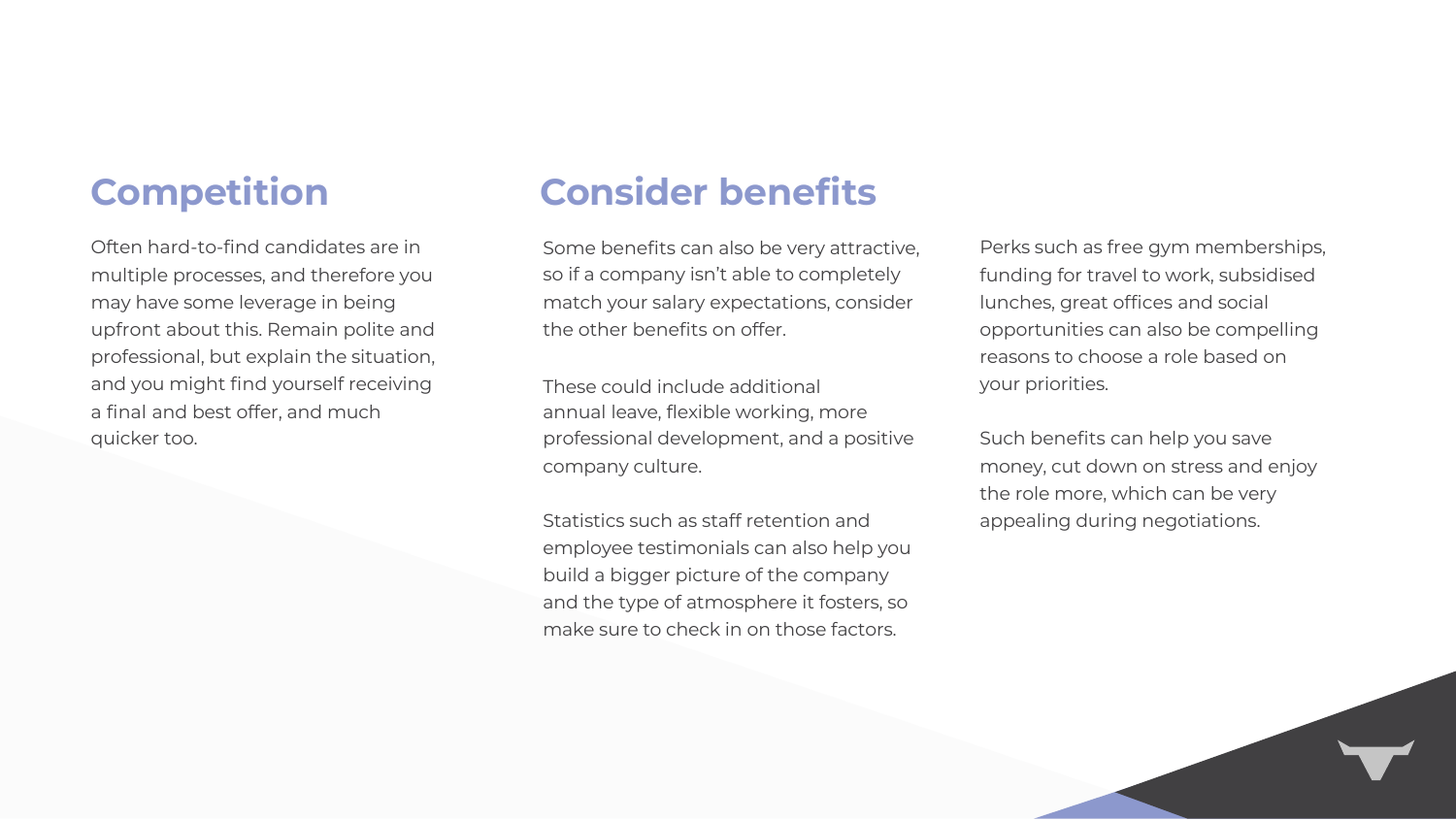## Competition

Often hard-to-find candidates are in multiple processes, and therefore you may have some leverage in being upfront about this. Remain polite and professional, but explain the situation, and you might find yourself receiving a final and best offer, and much quicker too.

## Consider benefits

Some benefits can also be very attractive, so if a company isn't able to completely match your salary expectations, consider the other benefits on offer.

These could include additional annual leave, flexible working, more professional development, and a positive company culture.

Statistics such as staff retention and employee testimonials can also help you build a bigger picture of the company and the type of atmosphere it fosters, so make sure to check in on those factors.

Perks such as free gym memberships, funding for travel to work, subsidised lunches, great offices and social opportunities can also be compelling reasons to choose a role based on your priorities.

Such benefits can help you save money, cut down on stress and enjoy the role more, which can be very appealing during negotiations.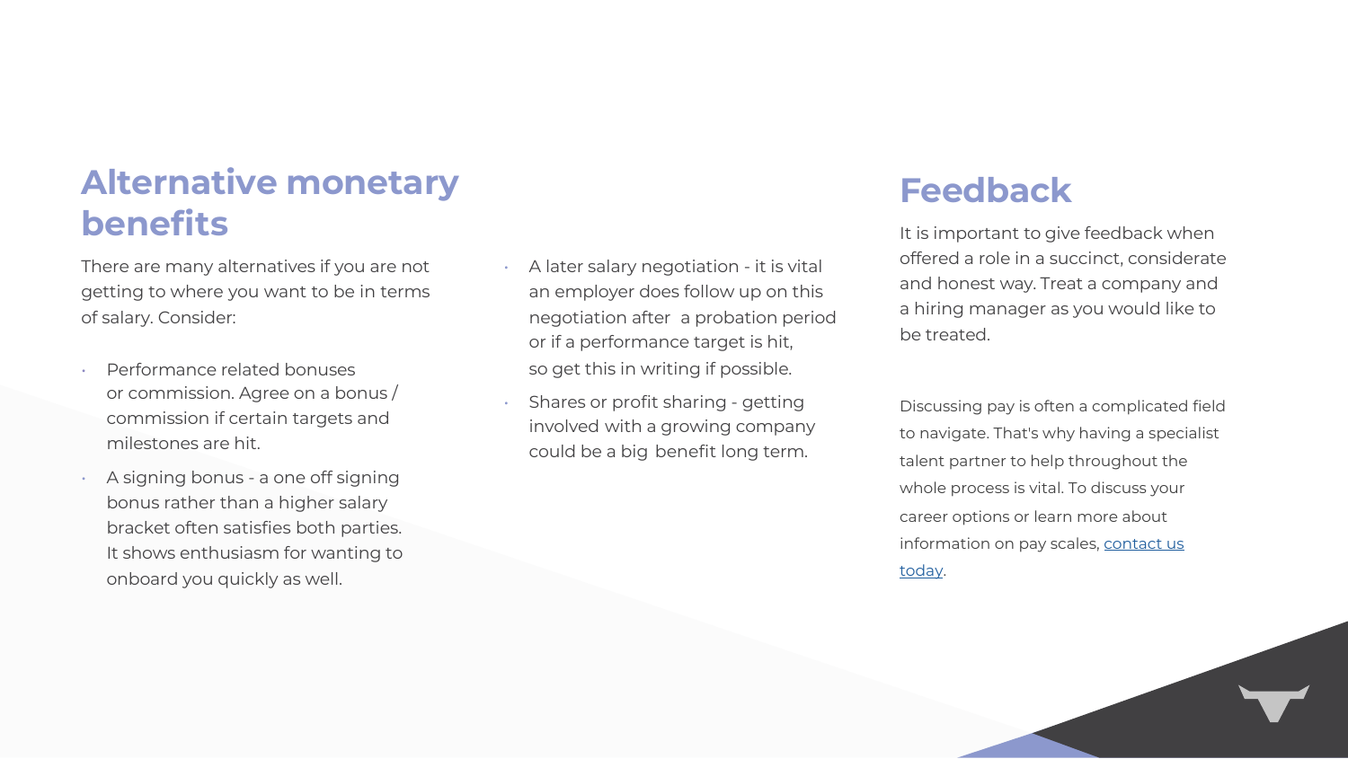## Alternative monetary benefits

There are many alternatives if you are not getting to where you want to be in terms of salary. Consider:

- Performance related bonuses or commission. Agree on a bonus / commission if certain targets and milestones are hit.
- A signing bonus - a one off signing bonus rather than a higher salary bracket often satisfies both parties. It shows enthusiasm for wanting to onboard you quickly as well.
- A later salary negotiation - it is vital an employer does follow up on this negotiation after a probation period or if a performance target is hit, so get this in writing if possible.
- Shares or profit sharing - getting involved with a growing company could be a big benefit long term.

## Feedback

It is important to give feedback when offered a role in a succinct, considerate and honest way. Treat a company and a hiring manager as you would like to be treated.

Discussing pay is often a complicated field to navigate. That's why having a specialist talent partner to help throughout the whole process is vital. To discuss your career options or learn more about information on pay scales, contact us today.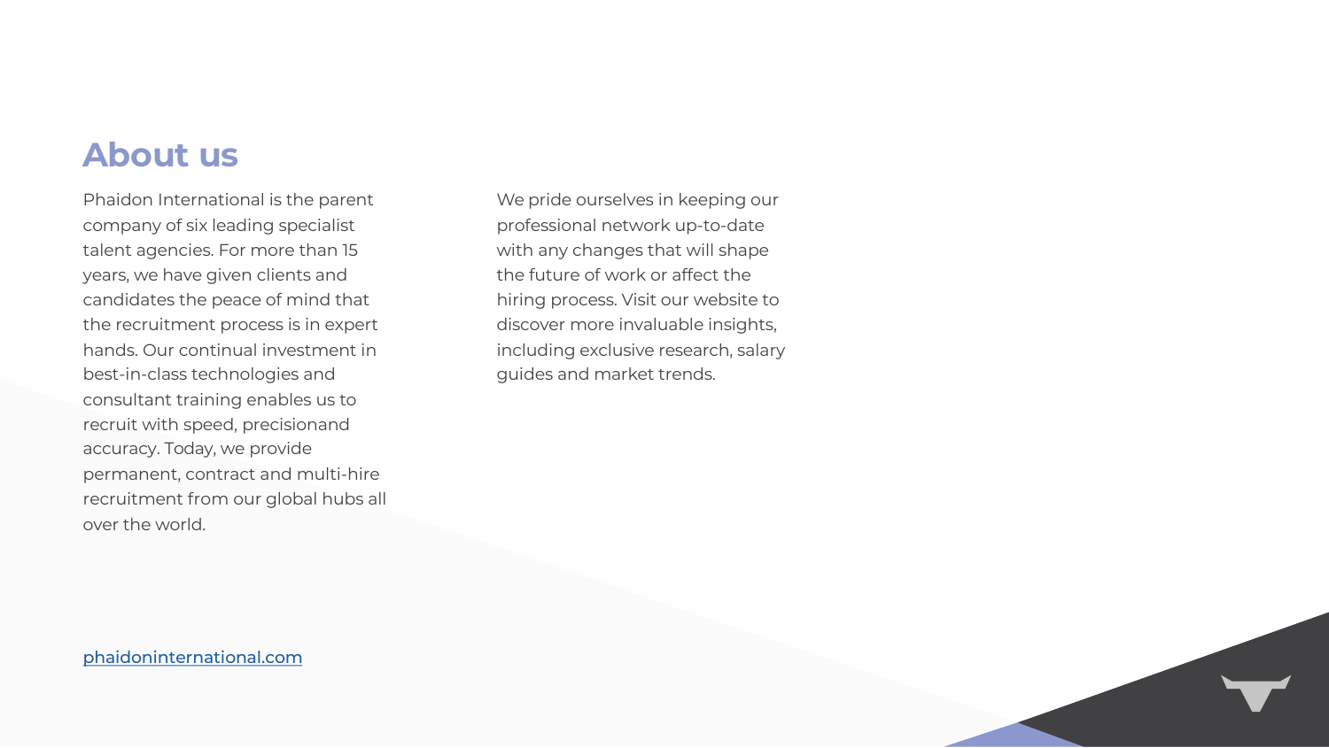# About us

Phaidon International is the parent company of six leading specialist talent agencies. For more than 15 years, we have given clients and candidates the peace of mind that the recruitment process is in expert hands. Our continual investment in best-in-class technologies and consultant training enables us to recruit with speed, precisionand accuracy. Today, we provide permanent, contract and multi-hire recruitment from our global hubs all over the world.

We pride ourselves in keeping our professional network up-to-date with any changes that will shape the future of work or affect the hiring process. Visit our website to discover more invaluable insights, including exclusive research, salary guides and market trends.

[phaidoninternational.com](https://phaidoninternational.com)